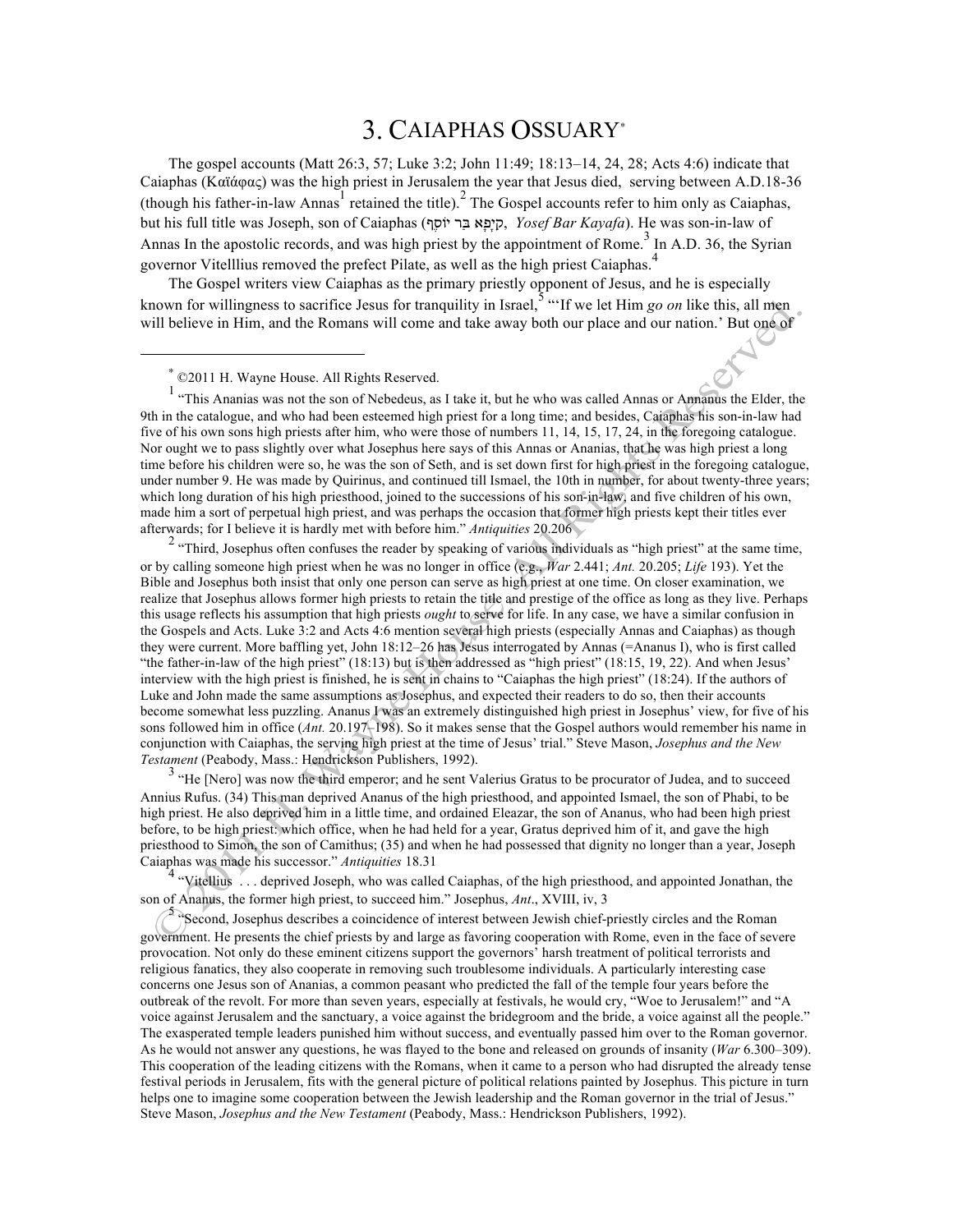# 3. CAIAPHAS OSSUARY[*]

The gospel accounts (Matt 26:3, 57; Luke 3:2; John 11:49; 18:13–14, 24, 28; Acts 4:6) indicate that Caiaphas (Καϊάφας) was the high priest in Jerusalem the year that Jesus died, serving between A.D.18-36 (though his father-in-law Annas[1] retained the title).[2] The Gospel accounts refer to him only as Caiaphas, but his full title was Joseph, son of Caiaphas (קַיָּפָא בַּר יוֹסֵף, *Yosef Bar Kayafa*). He was son-in-law of Annas In the apostolic records, and was high priest by the appointment of Rome.[3] In A.D. 36, the Syrian governor Vitelllius removed the prefect Pilate, as well as the high priest Caiaphas.[4]

The Gospel writers view Caiaphas as the primary priestly opponent of Jesus, and he is especially known for willingness to sacrifice Jesus for tranquility in Israel,[5] "'If we let Him *go on* like this, all men will believe in Him, and the Romans will come and take away both our place and our nation.' But one of

---

[*] ©2011 H. Wayne House. All Rights Reserved.

[1] "This Ananias was not the son of Nebedeus, as I take it, but he who was called Annas or Ananus the Elder, the 9th in the catalogue, and who had been esteemed high priest for a long time; and besides, Caiaphas his son-in-law had five of his own sons high priests after him, who were those of numbers 11, 14, 15, 17, 24, in the foregoing catalogue. Nor ought we to pass slightly over what Josephus here says of this Annas or Ananias, that he was high priest a long time before his children were so, he was the son of Seth, and is set down first for high priest in the foregoing catalogue, under number 9. He was made by Quirinus, and continued till Ismael, the 10th in number, for about twenty-three years; which long duration of his high priesthood, joined to the successions of his son-in-law, and five children of his own, made him a sort of perpetual high priest, and was perhaps the occasion that former high priests kept their titles ever afterwards; for I believe it is hardly met with before him." *Antiquities* 20.206

[2] "Third, Josephus often confuses the reader by speaking of various individuals as "high priest" at the same time, or by calling someone high priest when he was no longer in office (e.g., *War* 2.441; *Ant.* 20.205; *Life* 193). Yet the Bible and Josephus both insist that only one person can serve as high priest at one time. On closer examination, we realize that Josephus allows former high priests to retain the title and prestige of the office as long as they live. Perhaps this usage reflects his assumption that high priests *ought* to serve for life. In any case, we have a similar confusion in the Gospels and Acts. Luke 3:2 and Acts 4:6 mention several high priests (especially Annas and Caiaphas) as though they were current. More baffling yet, John 18:12–26 has Jesus interrogated by Annas (=Ananus I), who is first called "the father-in-law of the high priest" (18:13) but is then addressed as "high priest" (18:15, 19, 22). And when Jesus' interview with the high priest is finished, he is sent in chains to "Caiaphas the high priest" (18:24). If the authors of Luke and John made the same assumptions as Josephus, and expected their readers to do so, then their accounts become somewhat less puzzling. Ananus I was an extremely distinguished high priest in Josephus' view, for five of his sons followed him in office (*Ant.* 20.197–198). So it makes sense that the Gospel authors would remember his name in conjunction with Caiaphas, the serving high priest at the time of Jesus' trial." Steve Mason, *Josephus and the New Testament* (Peabody, Mass.: Hendrickson Publishers, 1992).

[3] "He [Nero] was now the third emperor; and he sent Valerius Gratus to be procurator of Judea, and to succeed Annius Rufus. (34) This man deprived Ananus of the high priesthood, and appointed Ismael, the son of Phabi, to be high priest. He also deprived him in a little time, and ordained Eleazar, the son of Ananus, who had been high priest before, to be high priest: which office, when he had held for a year, Gratus deprived him of it, and gave the high priesthood to Simon, the son of Camithus; (35) and when he had possessed that dignity no longer than a year, Joseph Caiaphas was made his successor." *Antiquities* 18.31

[4] "Vitellius . . . deprived Joseph, who was called Caiaphas, of the high priesthood, and appointed Jonathan, the son of Ananus, the former high priest, to succeed him." Josephus, *Ant*., XVIII, iv, 3

[5] "Second, Josephus describes a coincidence of interest between Jewish chief-priestly circles and the Roman government. He presents the chief priests by and large as favoring cooperation with Rome, even in the face of severe provocation. Not only do these eminent citizens support the governors' harsh treatment of political terrorists and religious fanatics, they also cooperate in removing such troublesome individuals. A particularly interesting case concerns one Jesus son of Ananias, a common peasant who predicted the fall of the temple four years before the outbreak of the revolt. For more than seven years, especially at festivals, he would cry, "Woe to Jerusalem!" and "A voice against Jerusalem and the sanctuary, a voice against the bridegroom and the bride, a voice against all the people." The exasperated temple leaders punished him without success, and eventually passed him over to the Roman governor. As he would not answer any questions, he was flayed to the bone and released on grounds of insanity (*War* 6.300–309). This cooperation of the leading citizens with the Romans, when it came to a person who had disrupted the already tense festival periods in Jerusalem, fits with the general picture of political relations painted by Josephus. This picture in turn helps one to imagine some cooperation between the Jewish leadership and the Roman governor in the trial of Jesus." Steve Mason, *Josephus and the New Testament* (Peabody, Mass.: Hendrickson Publishers, 1992).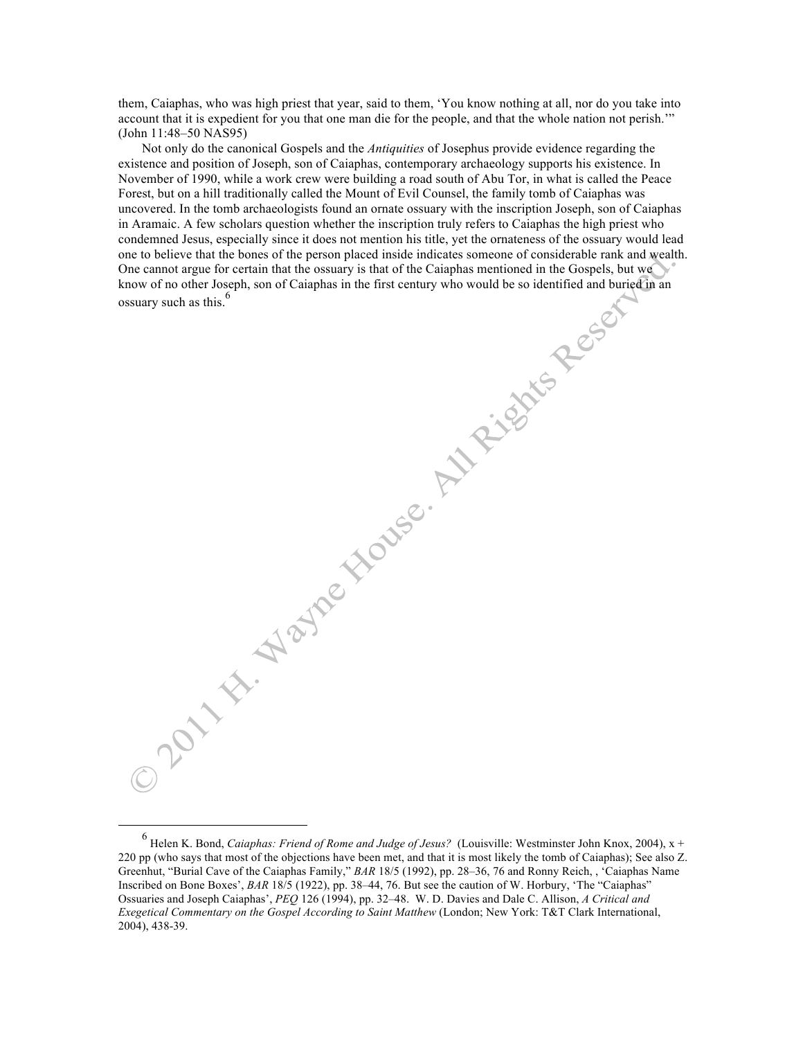them, Caiaphas, who was high priest that year, said to them, 'You know nothing at all, nor do you take into account that it is expedient for you that one man die for the people, and that the whole nation not perish.'" (John 11:48–50 NAS95)

Not only do the canonical Gospels and the *Antiquities* of Josephus provide evidence regarding the existence and position of Joseph, son of Caiaphas, contemporary archaeology supports his existence. In November of 1990, while a work crew were building a road south of Abu Tor, in what is called the Peace Forest, but on a hill traditionally called the Mount of Evil Counsel, the family tomb of Caiaphas was uncovered. In the tomb archaeologists found an ornate ossuary with the inscription Joseph, son of Caiaphas in Aramaic. A few scholars question whether the inscription truly refers to Caiaphas the high priest who condemned Jesus, especially since it does not mention his title, yet the ornateness of the ossuary would lead one to believe that the bones of the person placed inside indicates someone of considerable rank and wealth. One cannot argue for certain that the ossuary is that of the Caiaphas mentioned in the Gospels, but we know of no other Joseph, son of Caiaphas in the first century who would be so identified and buried in an ossuary such as this.[6]

[6] Helen K. Bond, *Caiaphas: Friend of Rome and Judge of Jesus?* (Louisville: Westminster John Knox, 2004), x + 220 pp (who says that most of the objections have been met, and that it is most likely the tomb of Caiaphas); See also Z. Greenhut, "Burial Cave of the Caiaphas Family," *BAR* 18/5 (1992), pp. 28–36, 76 and Ronny Reich, , 'Caiaphas Name Inscribed on Bone Boxes', *BAR* 18/5 (1922), pp. 38–44, 76. But see the caution of W. Horbury, 'The "Caiaphas" Ossuaries and Joseph Caiaphas', *PEQ* 126 (1994), pp. 32–48. W. D. Davies and Dale C. Allison, *A Critical and Exegetical Commentary on the Gospel According to Saint Matthew* (London; New York: T&T Clark International, 2004), 438-39.